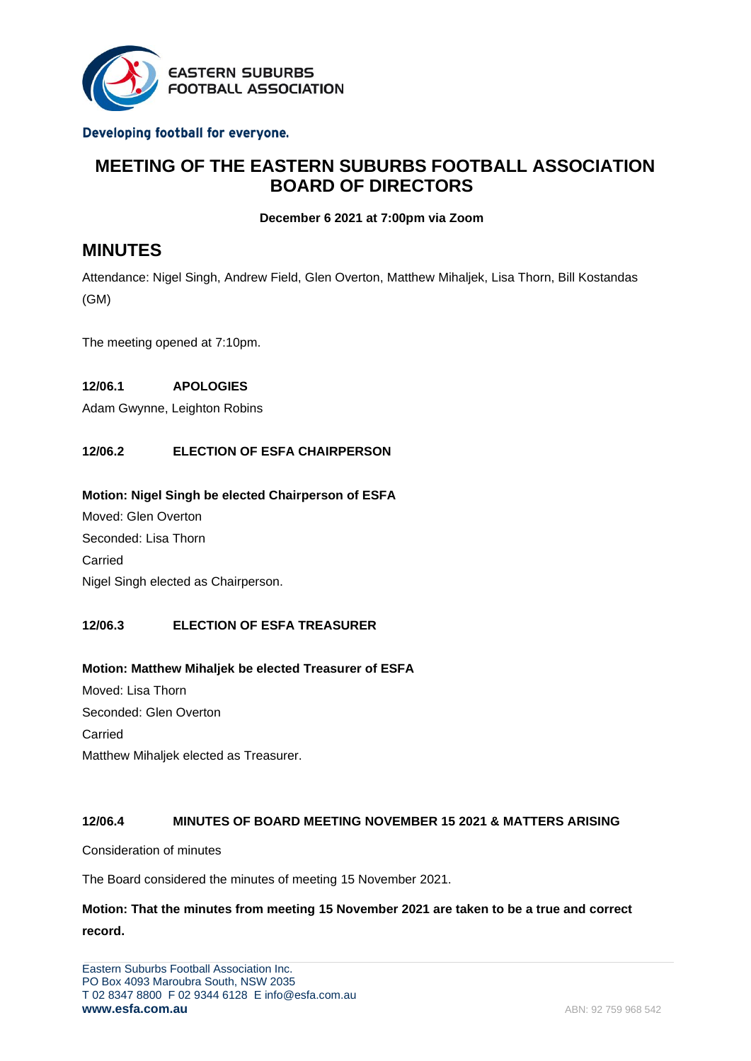EASTERN SUBURBS FOOTBALL ASSOCIATION

Developing football for everyone.

# MEETING OF THE EASTERN SUBURBS FOOTBALL ASSOCIATION BOARD OF DIRECTORS

**December 6 2021 at 7:00pm via Zoom**

## MINUTES

Attendance: Nigel Singh, Andrew Field, Glen Overton, Matthew Mihaljek, Lisa Thorn, Bill Kostandas (GM)

The meeting opened at 7:10pm.

### 12/06.1 APOLOGIES

Adam Gwynne, Leighton Robins

### 12/06.2 ELECTION OF ESFA CHAIRPERSON

**Motion: Nigel Singh be elected Chairperson of ESFA**

Moved: Glen Overton

Seconded: Lisa Thorn

Carried

Nigel Singh elected as Chairperson.

### 12/06.3 ELECTION OF ESFA TREASURER

**Motion: Matthew Mihaljek be elected Treasurer of ESFA**

Moved: Lisa Thorn

Seconded: Glen Overton

Carried

Matthew Mihaljek elected as Treasurer.

### 12/06.4 MINUTES OF BOARD MEETING NOVEMBER 15 2021 & MATTERS ARISING

Consideration of minutes

The Board considered the minutes of meeting 15 November 2021.

**Motion: That the minutes from meeting 15 November 2021 are taken to be a true and correct record.**

Eastern Suburbs Football Association Inc.
PO Box 4093 Maroubra South, NSW 2035
T 02 8347 8800 F 02 9344 6128 E info@esfa.com.au
**www.esfa.com.au** ABN: 92 759 968 542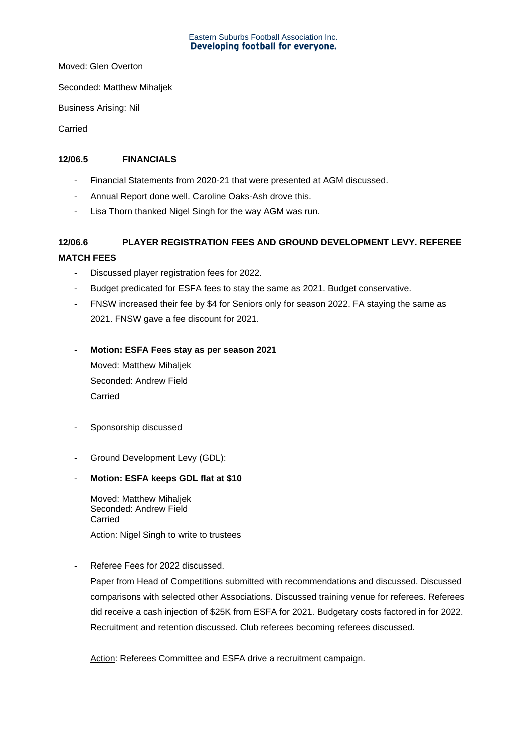Moved: Glen Overton

Seconded: Matthew Mihaljek

Business Arising: Nil

Carried

**12/06.5 FINANCIALS**

- Financial Statements from 2020-21 that were presented at AGM discussed.
- Annual Report done well. Caroline Oaks-Ash drove this.
- Lisa Thorn thanked Nigel Singh for the way AGM was run.

**12/06.6 PLAYER REGISTRATION FEES AND GROUND DEVELOPMENT LEVY. REFEREE MATCH FEES**

- Discussed player registration fees for 2022.
- Budget predicated for ESFA fees to stay the same as 2021. Budget conservative.
- FNSW increased their fee by $4 for Seniors only for season 2022. FA staying the same as 2021. FNSW gave a fee discount for 2021.

- **Motion: ESFA Fees stay as per season 2021**

  Moved: Matthew Mihaljek

  Seconded: Andrew Field

  Carried

- Sponsorship discussed

- Ground Development Levy (GDL):

- **Motion: ESFA keeps GDL flat at $10**

  Moved: Matthew Mihaljek
  Seconded: Andrew Field
  Carried

  Action: Nigel Singh to write to trustees

- Referee Fees for 2022 discussed.

  Paper from Head of Competitions submitted with recommendations and discussed. Discussed comparisons with selected other Associations. Discussed training venue for referees. Referees did receive a cash injection of $25K from ESFA for 2021. Budgetary costs factored in for 2022. Recruitment and retention discussed. Club referees becoming referees discussed.

  Action: Referees Committee and ESFA drive a recruitment campaign.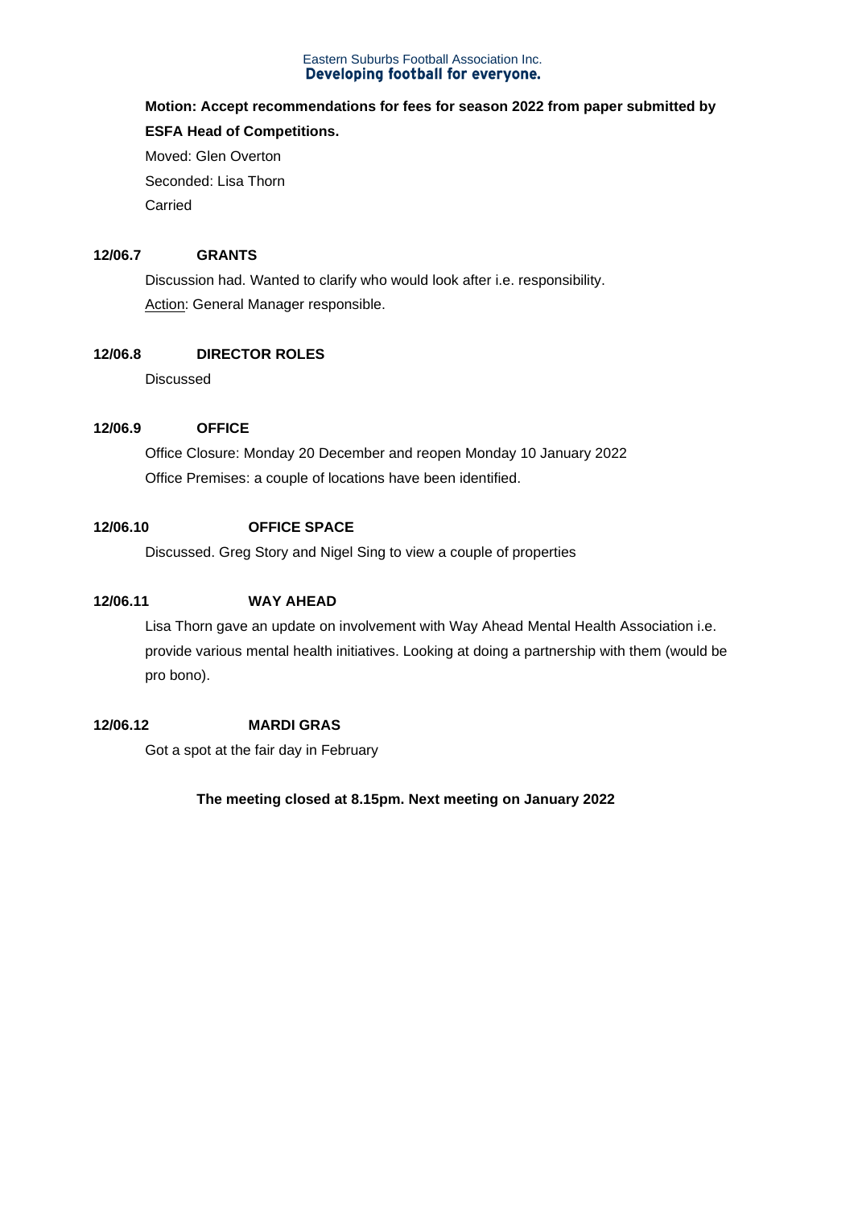**Motion: Accept recommendations for fees for season 2022 from paper submitted by ESFA Head of Competitions.**

Moved: Glen Overton

Seconded: Lisa Thorn

Carried

**12/06.7 GRANTS**

Discussion had. Wanted to clarify who would look after i.e. responsibility.

Action: General Manager responsible.

**12/06.8 DIRECTOR ROLES**

Discussed

**12/06.9 OFFICE**

Office Closure: Monday 20 December and reopen Monday 10 January 2022

Office Premises: a couple of locations have been identified.

**12/06.10 OFFICE SPACE**

Discussed. Greg Story and Nigel Sing to view a couple of properties

**12/06.11 WAY AHEAD**

Lisa Thorn gave an update on involvement with Way Ahead Mental Health Association i.e. provide various mental health initiatives. Looking at doing a partnership with them (would be pro bono).

**12/06.12 MARDI GRAS**

Got a spot at the fair day in February

**The meeting closed at 8.15pm. Next meeting on January 2022**